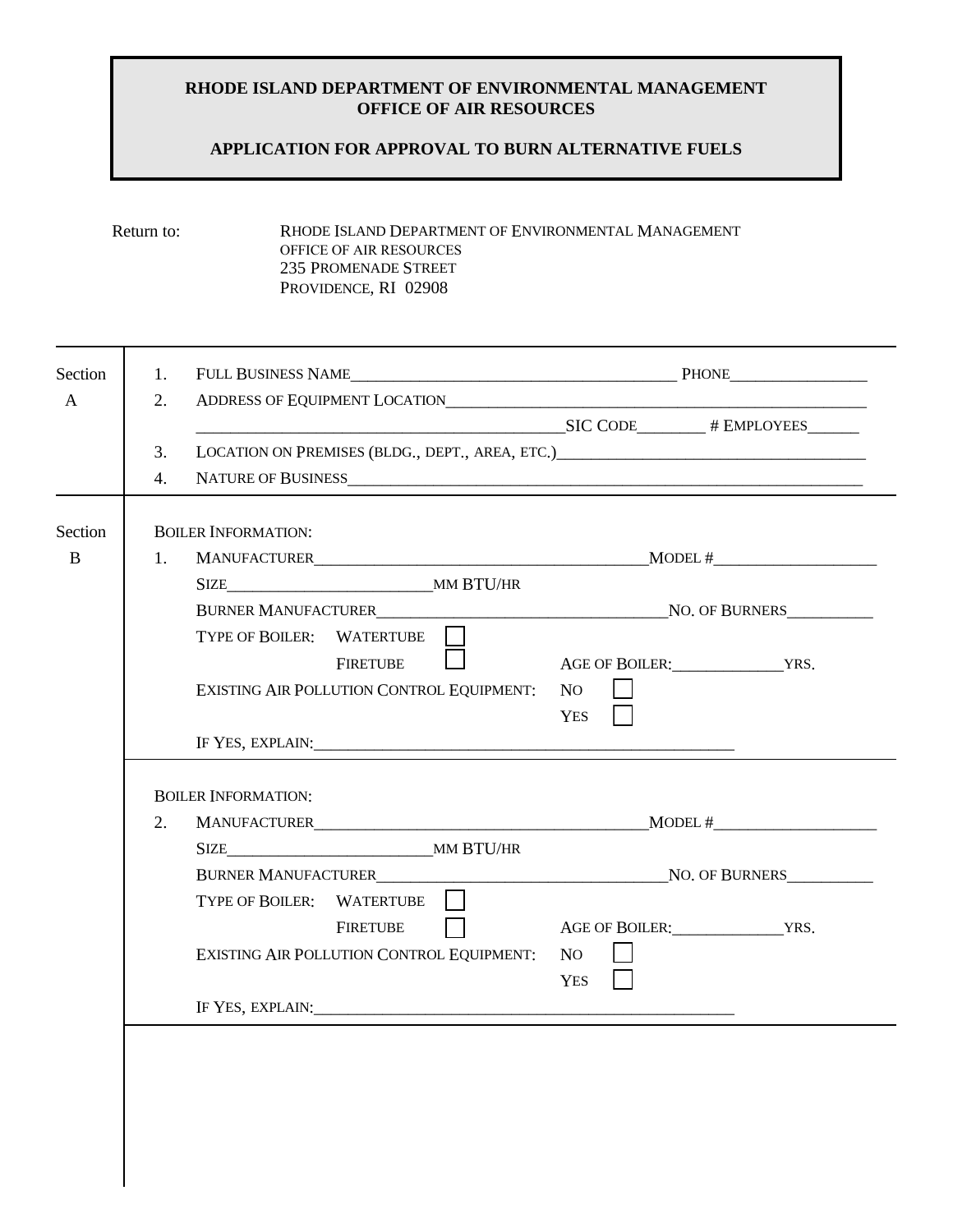**RHODE ISLAND DEPARTMENT OF ENVIRONMENTAL MANAGEMENT**
**OFFICE OF AIR RESOURCES**

**APPLICATION FOR APPROVAL TO BURN ALTERNATIVE FUELS**

Return to: RHODE ISLAND DEPARTMENT OF ENVIRONMENTAL MANAGEMENT
OFFICE OF AIR RESOURCES
235 PROMENADE STREET
PROVIDENCE, RI 02908

---

**Section A**

1. FULL BUSINESS NAME________________________________________ PHONE_________________
2. ADDRESS OF EQUIPMENT LOCATION____________________________________________________
   ______________________________________________SIC CODE________ # EMPLOYEES______
3. LOCATION ON PREMISES (BLDG., DEPT., AREA, ETC.)______________________________________
4. NATURE OF BUSINESS_________________________________________________________________

---

**Section B**

BOILER INFORMATION:

1. MANUFACTURER_________________________________________MODEL #____________________
   SIZE_________________________MM BTU/HR
   BURNER MANUFACTURER____________________________________NO. OF BURNERS__________
   TYPE OF BOILER: WATERTUBE ☐
   FIRETUBE ☐ AGE OF BOILER:______________YRS.
   EXISTING AIR POLLUTION CONTROL EQUIPMENT: NO ☐
   YES ☐
   IF YES, EXPLAIN:_____________________________________________________

BOILER INFORMATION:

2. MANUFACTURER_________________________________________MODEL #____________________
   SIZE_________________________MM BTU/HR
   BURNER MANUFACTURER____________________________________NO. OF BURNERS__________
   TYPE OF BOILER: WATERTUBE ☐
   FIRETUBE ☐ AGE OF BOILER:______________YRS.
   EXISTING AIR POLLUTION CONTROL EQUIPMENT: NO ☐
   YES ☐
   IF YES, EXPLAIN:_____________________________________________________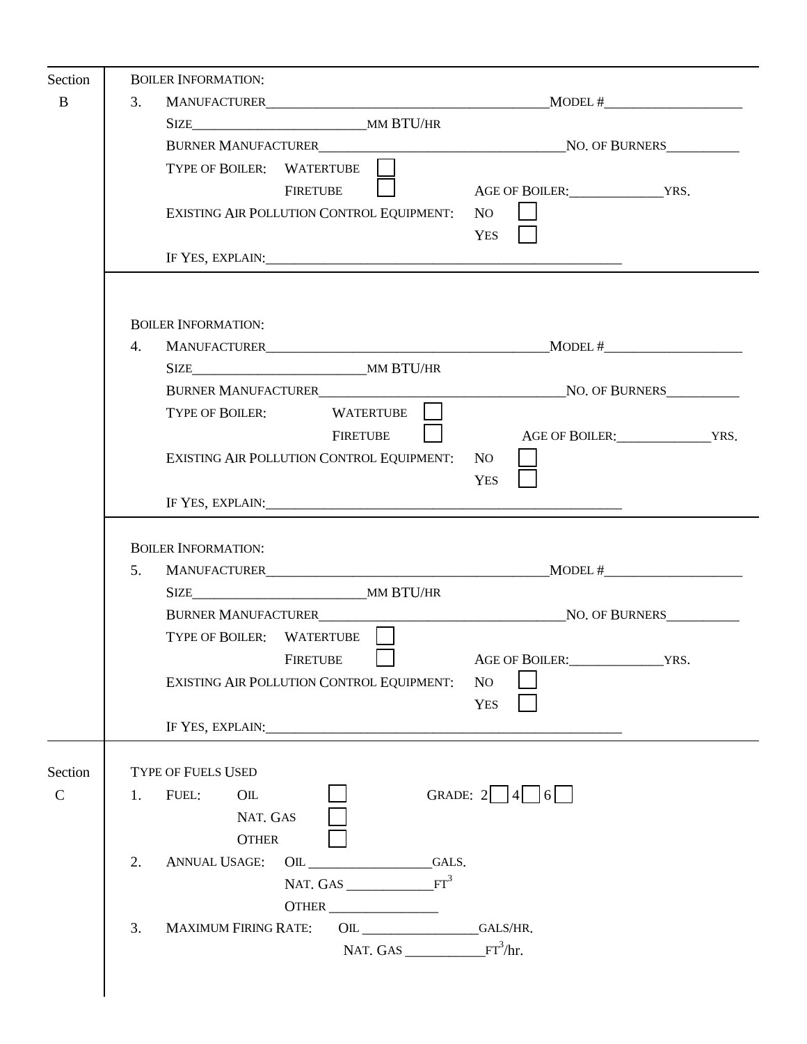## Section B

**BOILER INFORMATION:**

3. MANUFACTURER______________________________ MODEL #____________________

   SIZE_________________________MM BTU/HR

   BURNER MANUFACTURER____________________________________NO. OF BURNERS__________

   TYPE OF BOILER: WATERTUBE ☐

   FIRETUBE ☐ AGE OF BOILER:______________YRS.

   EXISTING AIR POLLUTION CONTROL EQUIPMENT: NO ☐

   YES ☐

   IF YES, EXPLAIN:_____________________________________________________

**BOILER INFORMATION:**

4. MANUFACTURER______________________________ MODEL #____________________

   SIZE_________________________MM BTU/HR

   BURNER MANUFACTURER____________________________________NO. OF BURNERS__________

   TYPE OF BOILER: WATERTUBE ☐

   FIRETUBE ☐ AGE OF BOILER:______________YRS.

   EXISTING AIR POLLUTION CONTROL EQUIPMENT: NO ☐

   YES ☐

   IF YES, EXPLAIN:_____________________________________________________

**BOILER INFORMATION:**

5. MANUFACTURER______________________________ MODEL #____________________

   SIZE_________________________MM BTU/HR

   BURNER MANUFACTURER____________________________________NO. OF BURNERS__________

   TYPE OF BOILER: WATERTUBE ☐

   FIRETUBE ☐ AGE OF BOILER:______________YRS.

   EXISTING AIR POLLUTION CONTROL EQUIPMENT: NO ☐

   YES ☐

   IF YES, EXPLAIN:_____________________________________________________

## Section C

**TYPE OF FUELS USED**

1. FUEL: OIL ☐ GRADE: 2 ☐ 4 ☐ 6 ☐

   NAT. GAS ☐

   OTHER ☐

2. ANNUAL USAGE: OIL __________________GALS.

   NAT. GAS _____________$FT^3$

   OTHER ________________

3. MAXIMUM FIRING RATE: OIL _________________GALS/HR.

   NAT. GAS ___________$FT^3$/hr.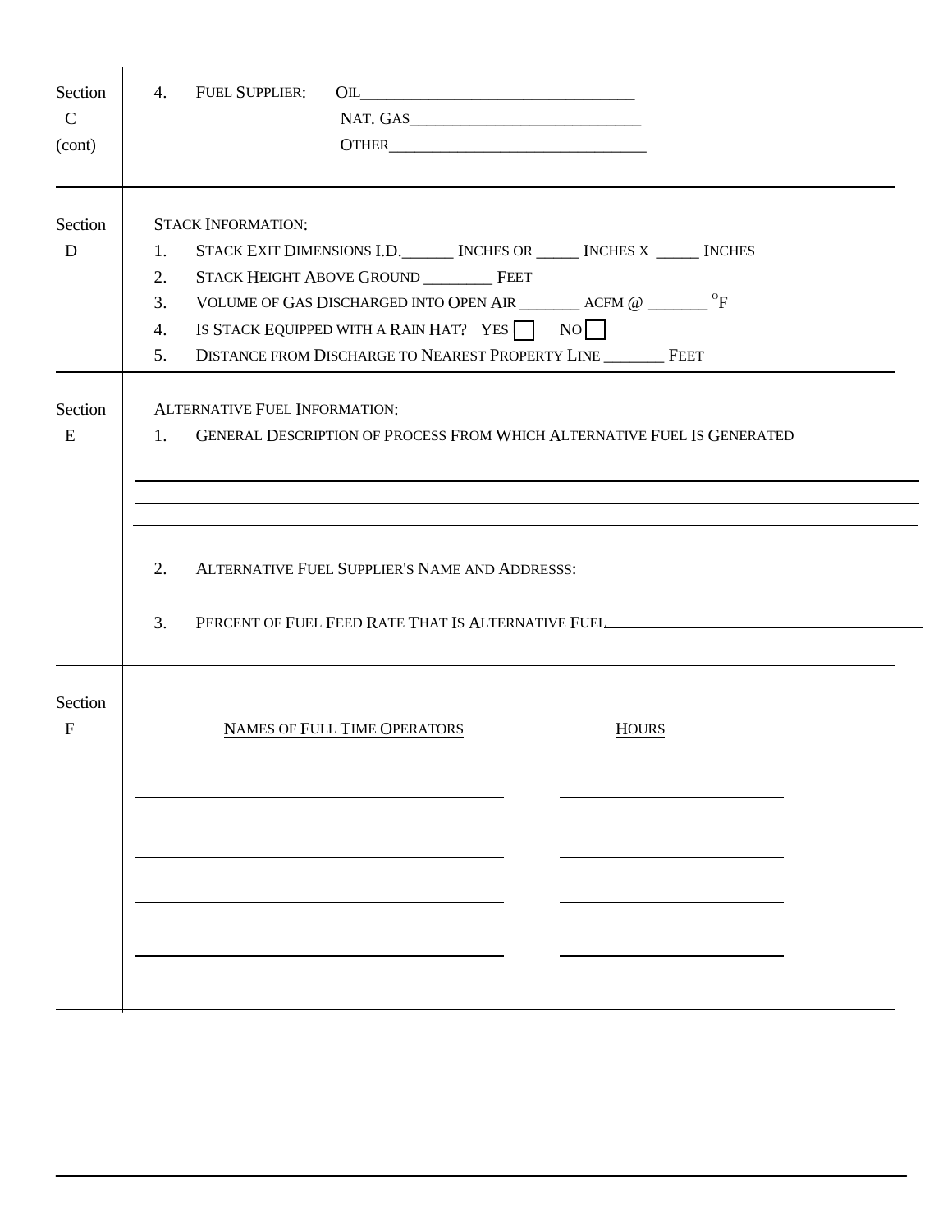**Section C (cont)**

4. FUEL SUPPLIER: OIL________________________________

   NAT. GAS___________________________

   OTHER______________________________

**Section D**

STACK INFORMATION:

1. STACK EXIT DIMENSIONS I.D.______ INCHES OR _____ INCHES X _____ INCHES
2. STACK HEIGHT ABOVE GROUND ________ FEET
3. VOLUME OF GAS DISCHARGED INTO OPEN AIR _______ ACFM @ _______ $^{o}$F
4. IS STACK EQUIPPED WITH A RAIN HAT? YES ☐ NO ☐
5. DISTANCE FROM DISCHARGE TO NEAREST PROPERTY LINE _______ FEET

**Section E**

ALTERNATIVE FUEL INFORMATION:

1. GENERAL DESCRIPTION OF PROCESS FROM WHICH ALTERNATIVE FUEL IS GENERATED

   ______________________________________________________________

   ______________________________________________________________

   ______________________________________________________________

2. ALTERNATIVE FUEL SUPPLIER'S NAME AND ADDRESSS: ______________________________

3. PERCENT OF FUEL FEED RATE THAT IS ALTERNATIVE FUEL______________________________

**Section F**

| NAMES OF FULL TIME OPERATORS | HOURS |
|---|---|
| | |
| | |
| | |
| | |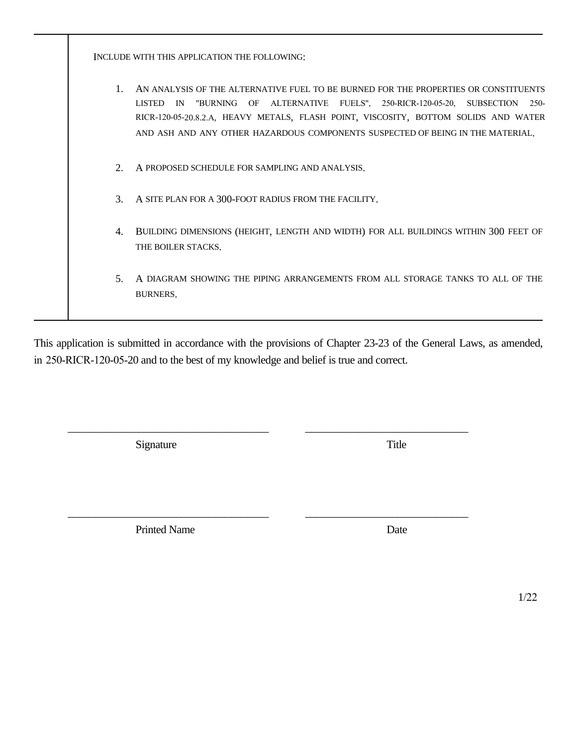INCLUDE WITH THIS APPLICATION THE FOLLOWING:

1. AN ANALYSIS OF THE ALTERNATIVE FUEL TO BE BURNED FOR THE PROPERTIES OR CONSTITUENTS LISTED IN "BURNING OF ALTERNATIVE FUELS", 250-RICR-120-05-20, SUBSECTION 250-RICR-120-05-20.8.2.A, HEAVY METALS, FLASH POINT, VISCOSITY, BOTTOM SOLIDS AND WATER AND ASH AND ANY OTHER HAZARDOUS COMPONENTS SUSPECTED OF BEING IN THE MATERIAL.

2. A PROPOSED SCHEDULE FOR SAMPLING AND ANALYSIS.

3. A SITE PLAN FOR A 300-FOOT RADIUS FROM THE FACILITY.

4. BUILDING DIMENSIONS (HEIGHT, LENGTH AND WIDTH) FOR ALL BUILDINGS WITHIN 300 FEET OF THE BOILER STACKS.

5. A DIAGRAM SHOWING THE PIPING ARRANGEMENTS FROM ALL STORAGE TANKS TO ALL OF THE BURNERS.

This application is submitted in accordance with the provisions of Chapter 23-23 of the General Laws, as amended, in 250-RICR-120-05-20 and to the best of my knowledge and belief is true and correct.

| ___________________________________ | ______________________________ |
|---|---|
| Signature | Title |
| ___________________________________ | ______________________________ |
| Printed Name | Date |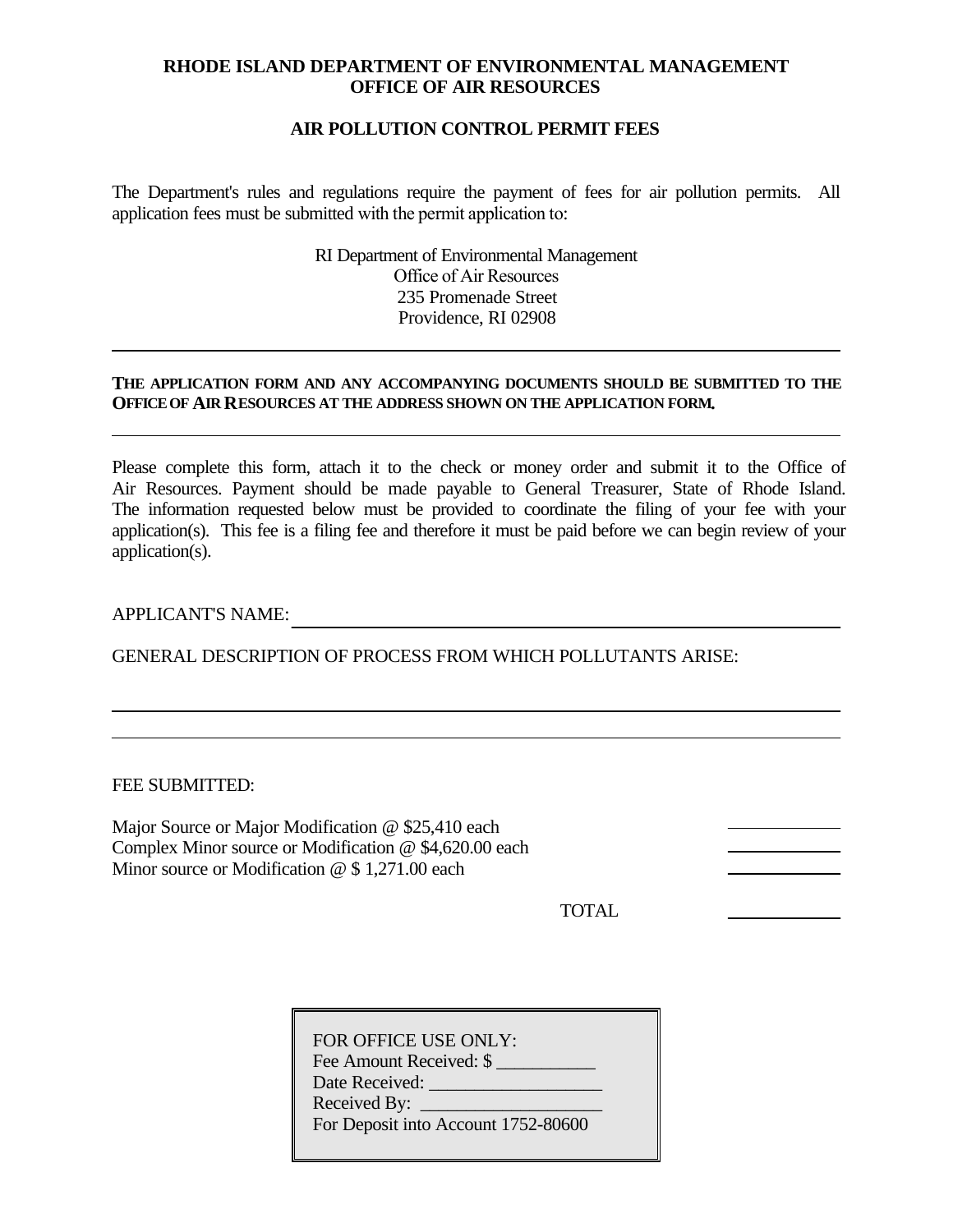**RHODE ISLAND DEPARTMENT OF ENVIRONMENTAL MANAGEMENT**
**OFFICE OF AIR RESOURCES**

**AIR POLLUTION CONTROL PERMIT FEES**

The Department's rules and regulations require the payment of fees for air pollution permits. All application fees must be submitted with the permit application to:

RI Department of Environmental Management
Office of Air Resources
235 Promenade Street
Providence, RI 02908

---

**THE APPLICATION FORM AND ANY ACCOMPANYING DOCUMENTS SHOULD BE SUBMITTED TO THE OFFICE OF AIR RESOURCES AT THE ADDRESS SHOWN ON THE APPLICATION FORM.**

---

Please complete this form, attach it to the check or money order and submit it to the Office of Air Resources. Payment should be made payable to General Treasurer, State of Rhode Island. The information requested below must be provided to coordinate the filing of your fee with your application(s). This fee is a filing fee and therefore it must be paid before we can begin review of your application(s).

APPLICANT'S NAME: ________________________________________

GENERAL DESCRIPTION OF PROCESS FROM WHICH POLLUTANTS ARISE:

________________________________________

________________________________________

FEE SUBMITTED:

Major Source or Major Modification @ $25,410 each ____________
Complex Minor source or Modification @ $4,620.00 each ____________
Minor source or Modification @ $ 1,271.00 each ____________

TOTAL ____________

FOR OFFICE USE ONLY:
Fee Amount Received: $ ___________
Date Received: ___________________
Received By: ____________________
For Deposit into Account 1752-80600